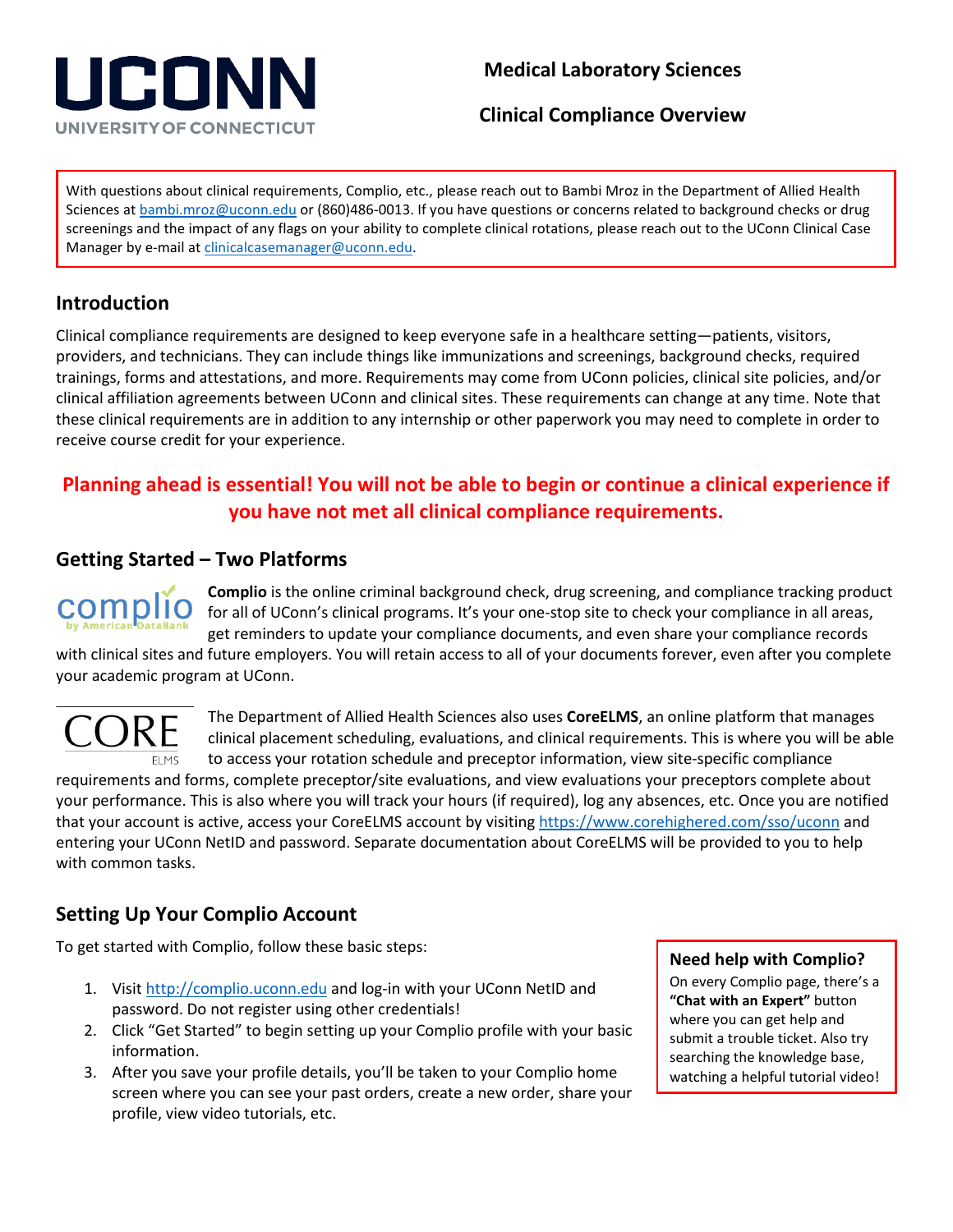# Medical Laboratory Sciences

## Clinical Compliance Overview

With questions about clinical requirements, Complio, etc., please reach out to Bambi Mroz in the Department of Allied Health Sciences at bambi.mroz@uconn.edu or (860)486-0013. If you have questions or concerns related to background checks or drug screenings and the impact of any flags on your ability to complete clinical rotations, please reach out to the UConn Clinical Case Manager by e-mail at clinicalcasemanager@uconn.edu.

## Introduction

Clinical compliance requirements are designed to keep everyone safe in a healthcare setting—patients, visitors, providers, and technicians. They can include things like immunizations and screenings, background checks, required trainings, forms and attestations, and more. Requirements may come from UConn policies, clinical site policies, and/or clinical affiliation agreements between UConn and clinical sites. These requirements can change at any time. Note that these clinical requirements are in addition to any internship or other paperwork you may need to complete in order to receive course credit for your experience.

**Planning ahead is essential! You will not be able to begin or continue a clinical experience if you have not met all clinical compliance requirements.**

## Getting Started – Two Platforms

**Complio** is the online criminal background check, drug screening, and compliance tracking product for all of UConn's clinical programs. It's your one-stop site to check your compliance in all areas, get reminders to update your compliance documents, and even share your compliance records with clinical sites and future employers. You will retain access to all of your documents forever, even after you complete your academic program at UConn.

The Department of Allied Health Sciences also uses **CoreELMS**, an online platform that manages clinical placement scheduling, evaluations, and clinical requirements. This is where you will be able to access your rotation schedule and preceptor information, view site-specific compliance requirements and forms, complete preceptor/site evaluations, and view evaluations your preceptors complete about your performance. This is also where you will track your hours (if required), log any absences, etc. Once you are notified that your account is active, access your CoreELMS account by visiting https://www.corehighered.com/sso/uconn and entering your UConn NetID and password. Separate documentation about CoreELMS will be provided to you to help with common tasks.

## Setting Up Your Complio Account

To get started with Complio, follow these basic steps:

1. Visit http://complio.uconn.edu and log-in with your UConn NetID and password. Do not register using other credentials!
2. Click "Get Started" to begin setting up your Complio profile with your basic information.
3. After you save your profile details, you'll be taken to your Complio home screen where you can see your past orders, create a new order, share your profile, view video tutorials, etc.

**Need help with Complio?**
On every Complio page, there's a **"Chat with an Expert"** button where you can get help and submit a trouble ticket. Also try searching the knowledge base, watching a helpful tutorial video!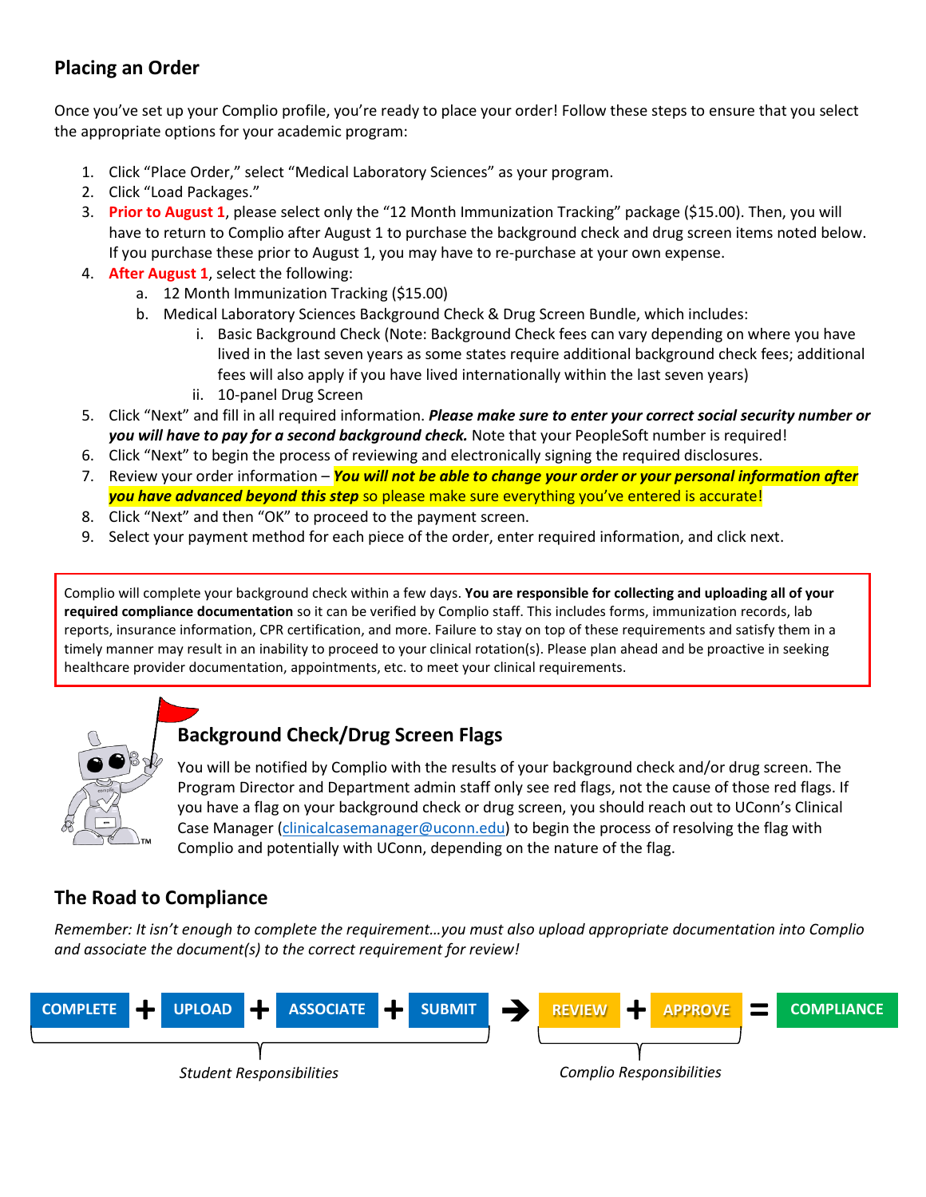## Placing an Order

Once you've set up your Complio profile, you're ready to place your order! Follow these steps to ensure that you select the appropriate options for your academic program:

1. Click "Place Order," select "Medical Laboratory Sciences" as your program.
2. Click "Load Packages."
3. **Prior to August 1**, please select only the "12 Month Immunization Tracking" package ($15.00). Then, you will have to return to Complio after August 1 to purchase the background check and drug screen items noted below. If you purchase these prior to August 1, you may have to re-purchase at your own expense.
4. **After August 1**, select the following:
   a. 12 Month Immunization Tracking ($15.00)
   b. Medical Laboratory Sciences Background Check & Drug Screen Bundle, which includes:
      i. Basic Background Check (Note: Background Check fees can vary depending on where you have lived in the last seven years as some states require additional background check fees; additional fees will also apply if you have lived internationally within the last seven years)
      ii. 10-panel Drug Screen
5. Click "Next" and fill in all required information. ***Please make sure to enter your correct social security number or you will have to pay for a second background check.*** Note that your PeopleSoft number is required!
6. Click "Next" to begin the process of reviewing and electronically signing the required disclosures.
7. Review your order information – ***You will not be able to change your order or your personal information after you have advanced beyond this step*** so please make sure everything you've entered is accurate!
8. Click "Next" and then "OK" to proceed to the payment screen.
9. Select your payment method for each piece of the order, enter required information, and click next.

Complio will complete your background check within a few days. **You are responsible for collecting and uploading all of your required compliance documentation** so it can be verified by Complio staff. This includes forms, immunization records, lab reports, insurance information, CPR certification, and more. Failure to stay on top of these requirements and satisfy them in a timely manner may result in an inability to proceed to your clinical rotation(s). Please plan ahead and be proactive in seeking healthcare provider documentation, appointments, etc. to meet your clinical requirements.

## Background Check/Drug Screen Flags

You will be notified by Complio with the results of your background check and/or drug screen. The Program Director and Department admin staff only see red flags, not the cause of those red flags. If you have a flag on your background check or drug screen, you should reach out to UConn's Clinical Case Manager (clinicalcasemanager@uconn.edu) to begin the process of resolving the flag with Complio and potentially with UConn, depending on the nature of the flag.

## The Road to Compliance

*Remember: It isn't enough to complete the requirement…you must also upload appropriate documentation into Complio and associate the document(s) to the correct requirement for review!*

**COMPLETE** + **UPLOAD** + **ASSOCIATE** + **SUBMIT** → **REVIEW** + **APPROVE** = **COMPLIANCE**

*Student Responsibilities* (Complete, Upload, Associate, Submit)

*Complio Responsibilities* (Review, Approve)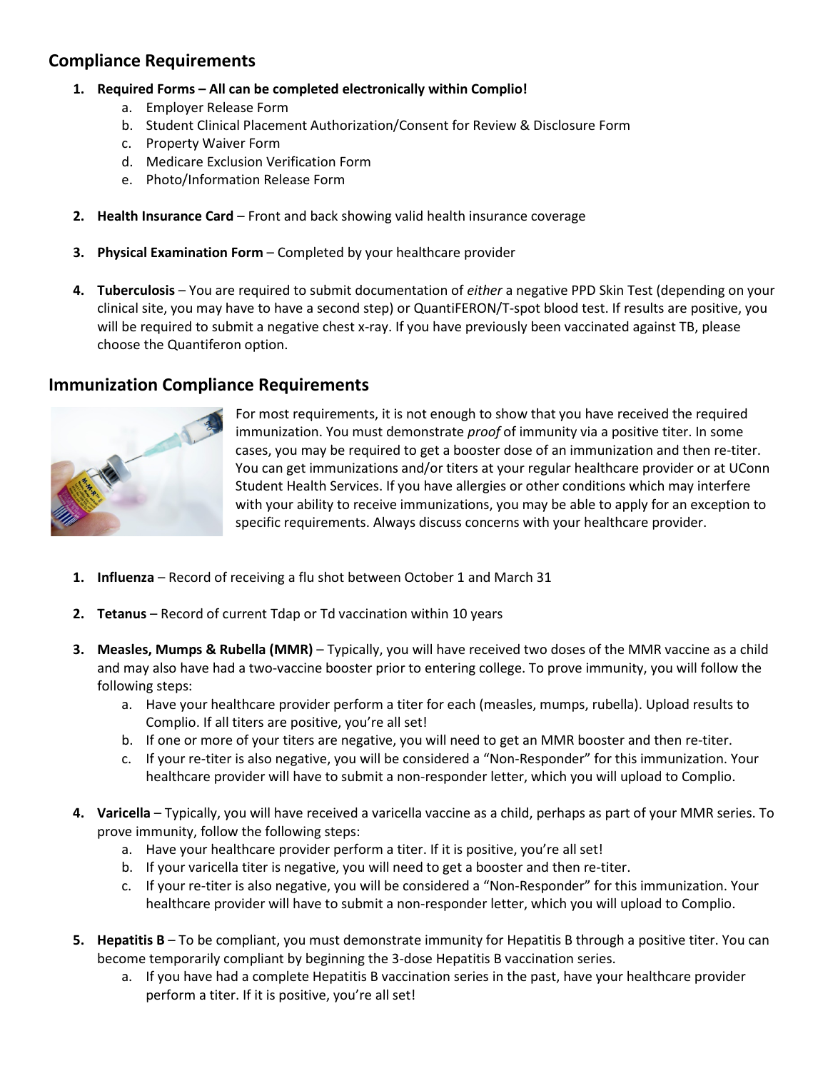## Compliance Requirements

1. **Required Forms – All can be completed electronically within Complio!**
   a. Employer Release Form
   b. Student Clinical Placement Authorization/Consent for Review & Disclosure Form
   c. Property Waiver Form
   d. Medicare Exclusion Verification Form
   e. Photo/Information Release Form

2. **Health Insurance Card** – Front and back showing valid health insurance coverage

3. **Physical Examination Form** – Completed by your healthcare provider

4. **Tuberculosis** – You are required to submit documentation of *either* a negative PPD Skin Test (depending on your clinical site, you may have to have a second step) or QuantiFERON/T-spot blood test. If results are positive, you will be required to submit a negative chest x-ray. If you have previously been vaccinated against TB, please choose the Quantiferon option.

## Immunization Compliance Requirements

For most requirements, it is not enough to show that you have received the required immunization. You must demonstrate *proof* of immunity via a positive titer. In some cases, you may be required to get a booster dose of an immunization and then re-titer. You can get immunizations and/or titers at your regular healthcare provider or at UConn Student Health Services. If you have allergies or other conditions which may interfere with your ability to receive immunizations, you may be able to apply for an exception to specific requirements. Always discuss concerns with your healthcare provider.

1. **Influenza** – Record of receiving a flu shot between October 1 and March 31

2. **Tetanus** – Record of current Tdap or Td vaccination within 10 years

3. **Measles, Mumps & Rubella (MMR)** – Typically, you will have received two doses of the MMR vaccine as a child and may also have had a two-vaccine booster prior to entering college. To prove immunity, you will follow the following steps:
   a. Have your healthcare provider perform a titer for each (measles, mumps, rubella). Upload results to Complio. If all titers are positive, you're all set!
   b. If one or more of your titers are negative, you will need to get an MMR booster and then re-titer.
   c. If your re-titer is also negative, you will be considered a "Non-Responder" for this immunization. Your healthcare provider will have to submit a non-responder letter, which you will upload to Complio.

4. **Varicella** – Typically, you will have received a varicella vaccine as a child, perhaps as part of your MMR series. To prove immunity, follow the following steps:
   a. Have your healthcare provider perform a titer. If it is positive, you're all set!
   b. If your varicella titer is negative, you will need to get a booster and then re-titer.
   c. If your re-titer is also negative, you will be considered a "Non-Responder" for this immunization. Your healthcare provider will have to submit a non-responder letter, which you will upload to Complio.

5. **Hepatitis B** – To be compliant, you must demonstrate immunity for Hepatitis B through a positive titer. You can become temporarily compliant by beginning the 3-dose Hepatitis B vaccination series.
   a. If you have had a complete Hepatitis B vaccination series in the past, have your healthcare provider perform a titer. If it is positive, you're all set!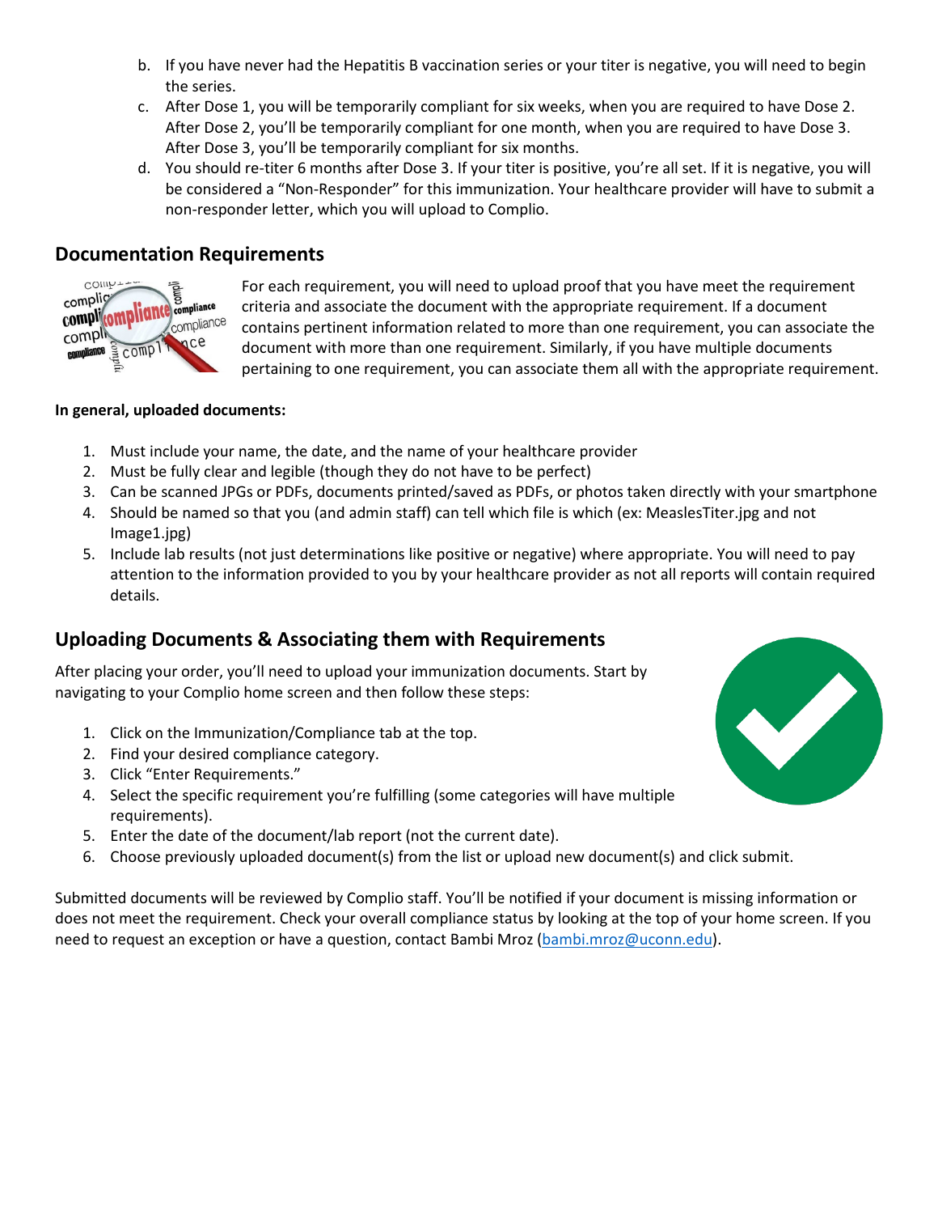b. If you have never had the Hepatitis B vaccination series or your titer is negative, you will need to begin the series.
c. After Dose 1, you will be temporarily compliant for six weeks, when you are required to have Dose 2. After Dose 2, you'll be temporarily compliant for one month, when you are required to have Dose 3. After Dose 3, you'll be temporarily compliant for six months.
d. You should re-titer 6 months after Dose 3. If your titer is positive, you're all set. If it is negative, you will be considered a "Non-Responder" for this immunization. Your healthcare provider will have to submit a non-responder letter, which you will upload to Complio.

## Documentation Requirements

For each requirement, you will need to upload proof that you have meet the requirement criteria and associate the document with the appropriate requirement. If a document contains pertinent information related to more than one requirement, you can associate the document with more than one requirement. Similarly, if you have multiple documents pertaining to one requirement, you can associate them all with the appropriate requirement.

**In general, uploaded documents:**

1. Must include your name, the date, and the name of your healthcare provider
2. Must be fully clear and legible (though they do not have to be perfect)
3. Can be scanned JPGs or PDFs, documents printed/saved as PDFs, or photos taken directly with your smartphone
4. Should be named so that you (and admin staff) can tell which file is which (ex: MeaslesTiter.jpg and not Image1.jpg)
5. Include lab results (not just determinations like positive or negative) where appropriate. You will need to pay attention to the information provided to you by your healthcare provider as not all reports will contain required details.

## Uploading Documents & Associating them with Requirements

After placing your order, you'll need to upload your immunization documents. Start by navigating to your Complio home screen and then follow these steps:

1. Click on the Immunization/Compliance tab at the top.
2. Find your desired compliance category.
3. Click "Enter Requirements."
4. Select the specific requirement you're fulfilling (some categories will have multiple requirements).
5. Enter the date of the document/lab report (not the current date).
6. Choose previously uploaded document(s) from the list or upload new document(s) and click submit.

Submitted documents will be reviewed by Complio staff. You'll be notified if your document is missing information or does not meet the requirement. Check your overall compliance status by looking at the top of your home screen. If you need to request an exception or have a question, contact Bambi Mroz (bambi.mroz@uconn.edu).